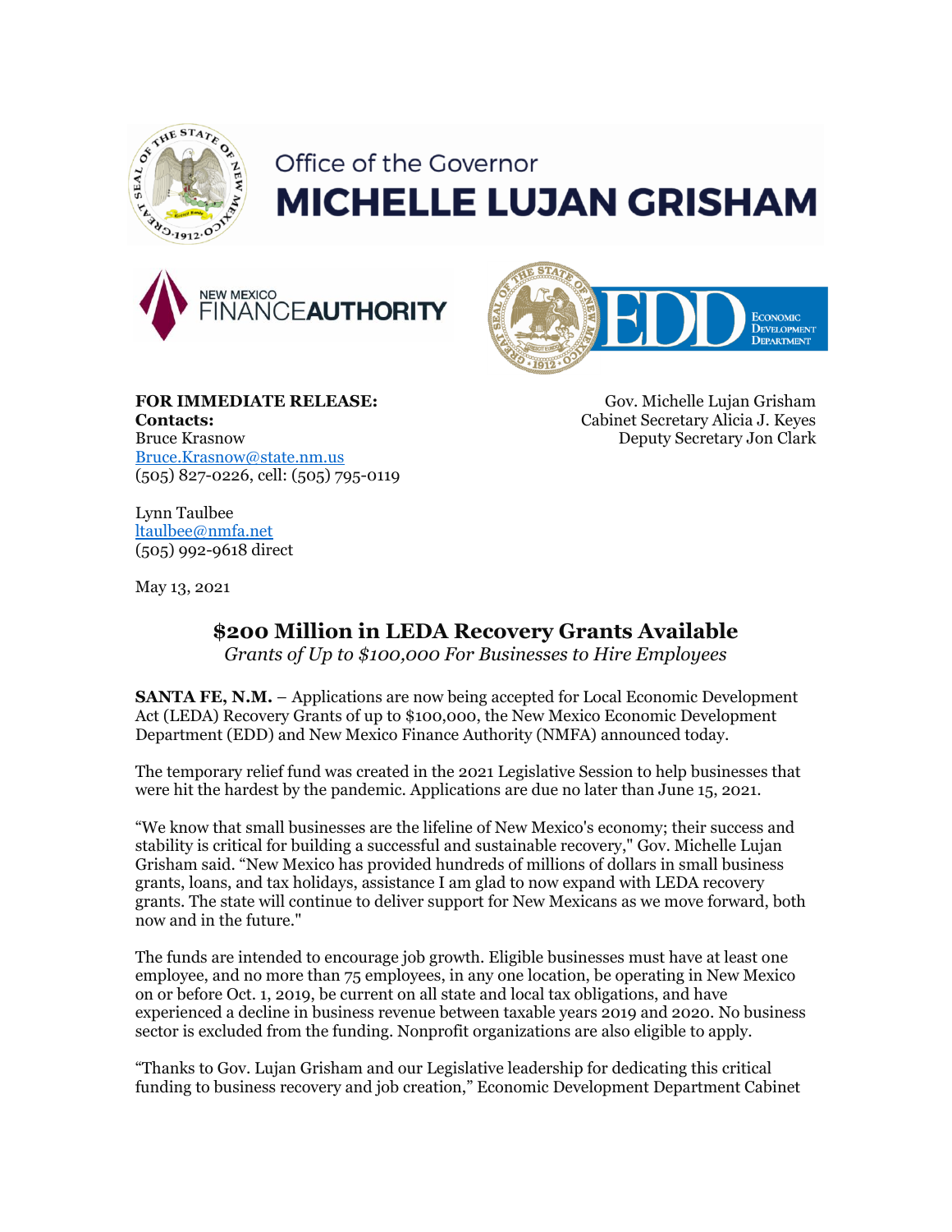Office of the Governor

**MICHELLE LUJAN GRISHAM**

NEW MEXICO FINANCE**AUTHORITY**

EDD Economic Development Department

**FOR IMMEDIATE RELEASE:**
**Contacts:**
Bruce Krasnow
Bruce.Krasnow@state.nm.us
(505) 827-0226, cell: (505) 795-0119

Lynn Taulbee
ltaulbee@nmfa.net
(505) 992-9618 direct

Gov. Michelle Lujan Grisham
Cabinet Secretary Alicia J. Keyes
Deputy Secretary Jon Clark

May 13, 2021

## $200 Million in LEDA Recovery Grants Available

*Grants of Up to $100,000 For Businesses to Hire Employees*

**SANTA FE, N.M.** – Applications are now being accepted for Local Economic Development Act (LEDA) Recovery Grants of up to $100,000, the New Mexico Economic Development Department (EDD) and New Mexico Finance Authority (NMFA) announced today.

The temporary relief fund was created in the 2021 Legislative Session to help businesses that were hit the hardest by the pandemic. Applications are due no later than June 15, 2021.

"We know that small businesses are the lifeline of New Mexico's economy; their success and stability is critical for building a successful and sustainable recovery," Gov. Michelle Lujan Grisham said. "New Mexico has provided hundreds of millions of dollars in small business grants, loans, and tax holidays, assistance I am glad to now expand with LEDA recovery grants. The state will continue to deliver support for New Mexicans as we move forward, both now and in the future."

The funds are intended to encourage job growth. Eligible businesses must have at least one employee, and no more than 75 employees, in any one location, be operating in New Mexico on or before Oct. 1, 2019, be current on all state and local tax obligations, and have experienced a decline in business revenue between taxable years 2019 and 2020. No business sector is excluded from the funding. Nonprofit organizations are also eligible to apply.

"Thanks to Gov. Lujan Grisham and our Legislative leadership for dedicating this critical funding to business recovery and job creation," Economic Development Department Cabinet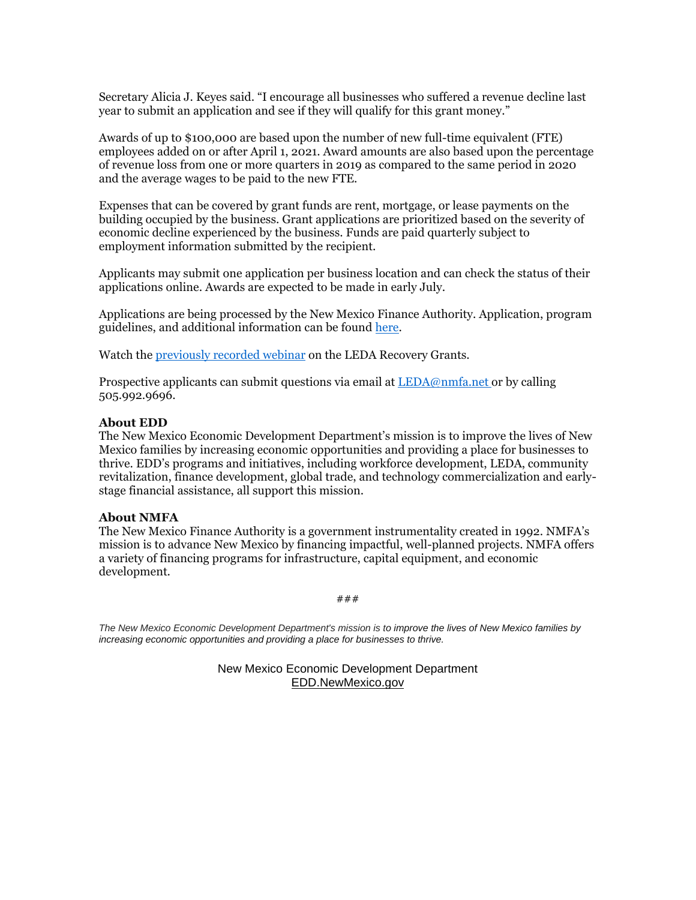Secretary Alicia J. Keyes said. "I encourage all businesses who suffered a revenue decline last year to submit an application and see if they will qualify for this grant money."

Awards of up to $100,000 are based upon the number of new full-time equivalent (FTE) employees added on or after April 1, 2021. Award amounts are also based upon the percentage of revenue loss from one or more quarters in 2019 as compared to the same period in 2020 and the average wages to be paid to the new FTE.

Expenses that can be covered by grant funds are rent, mortgage, or lease payments on the building occupied by the business. Grant applications are prioritized based on the severity of economic decline experienced by the business. Funds are paid quarterly subject to employment information submitted by the recipient.

Applicants may submit one application per business location and can check the status of their applications online. Awards are expected to be made in early July.

Applications are being processed by the New Mexico Finance Authority. Application, program guidelines, and additional information can be found here.

Watch the previously recorded webinar on the LEDA Recovery Grants.

Prospective applicants can submit questions via email at LEDA@nmfa.net or by calling 505.992.9696.

**About EDD**
The New Mexico Economic Development Department's mission is to improve the lives of New Mexico families by increasing economic opportunities and providing a place for businesses to thrive. EDD's programs and initiatives, including workforce development, LEDA, community revitalization, finance development, global trade, and technology commercialization and early-stage financial assistance, all support this mission.

**About NMFA**
The New Mexico Finance Authority is a government instrumentality created in 1992. NMFA's mission is to advance New Mexico by financing impactful, well-planned projects. NMFA offers a variety of financing programs for infrastructure, capital equipment, and economic development.

###

*The New Mexico Economic Development Department's mission is to improve the lives of New Mexico families by increasing economic opportunities and providing a place for businesses to thrive.*

New Mexico Economic Development Department
EDD.NewMexico.gov